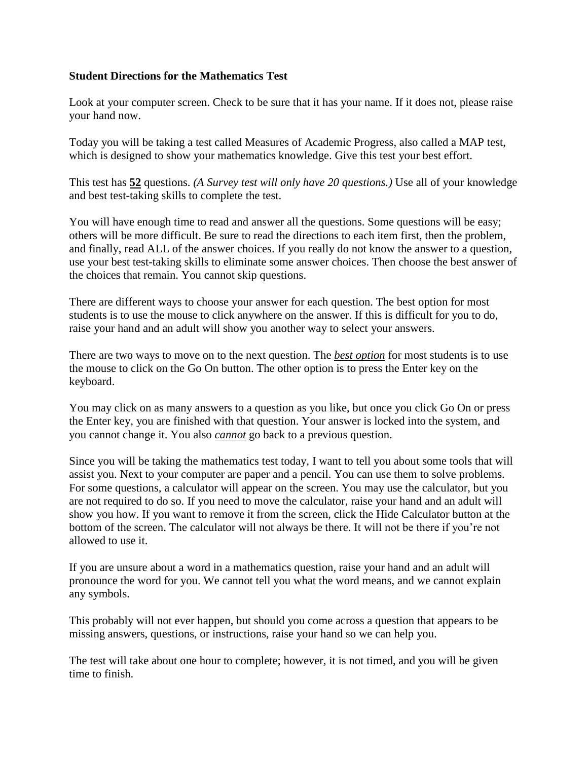**Student Directions for the Mathematics Test**

Look at your computer screen. Check to be sure that it has your name. If it does not, please raise your hand now.

Today you will be taking a test called Measures of Academic Progress, also called a MAP test, which is designed to show your mathematics knowledge. Give this test your best effort.

This test has **<u>52</u>** questions. *(A Survey test will only have 20 questions.)* Use all of your knowledge and best test-taking skills to complete the test.

You will have enough time to read and answer all the questions. Some questions will be easy; others will be more difficult. Be sure to read the directions to each item first, then the problem, and finally, read ALL of the answer choices. If you really do not know the answer to a question, use your best test-taking skills to eliminate some answer choices. Then choose the best answer of the choices that remain. You cannot skip questions.

There are different ways to choose your answer for each question. The best option for most students is to use the mouse to click anywhere on the answer. If this is difficult for you to do, raise your hand and an adult will show you another way to select your answers.

There are two ways to move on to the next question. The ***<u>best option</u>*** for most students is to use the mouse to click on the Go On button. The other option is to press the Enter key on the keyboard.

You may click on as many answers to a question as you like, but once you click Go On or press the Enter key, you are finished with that question. Your answer is locked into the system, and you cannot change it. You also ***<u>cannot</u>*** go back to a previous question.

Since you will be taking the mathematics test today, I want to tell you about some tools that will assist you. Next to your computer are paper and a pencil. You can use them to solve problems. For some questions, a calculator will appear on the screen. You may use the calculator, but you are not required to do so. If you need to move the calculator, raise your hand and an adult will show you how. If you want to remove it from the screen, click the Hide Calculator button at the bottom of the screen. The calculator will not always be there. It will not be there if you're not allowed to use it.

If you are unsure about a word in a mathematics question, raise your hand and an adult will pronounce the word for you. We cannot tell you what the word means, and we cannot explain any symbols.

This probably will not ever happen, but should you come across a question that appears to be missing answers, questions, or instructions, raise your hand so we can help you.

The test will take about one hour to complete; however, it is not timed, and you will be given time to finish.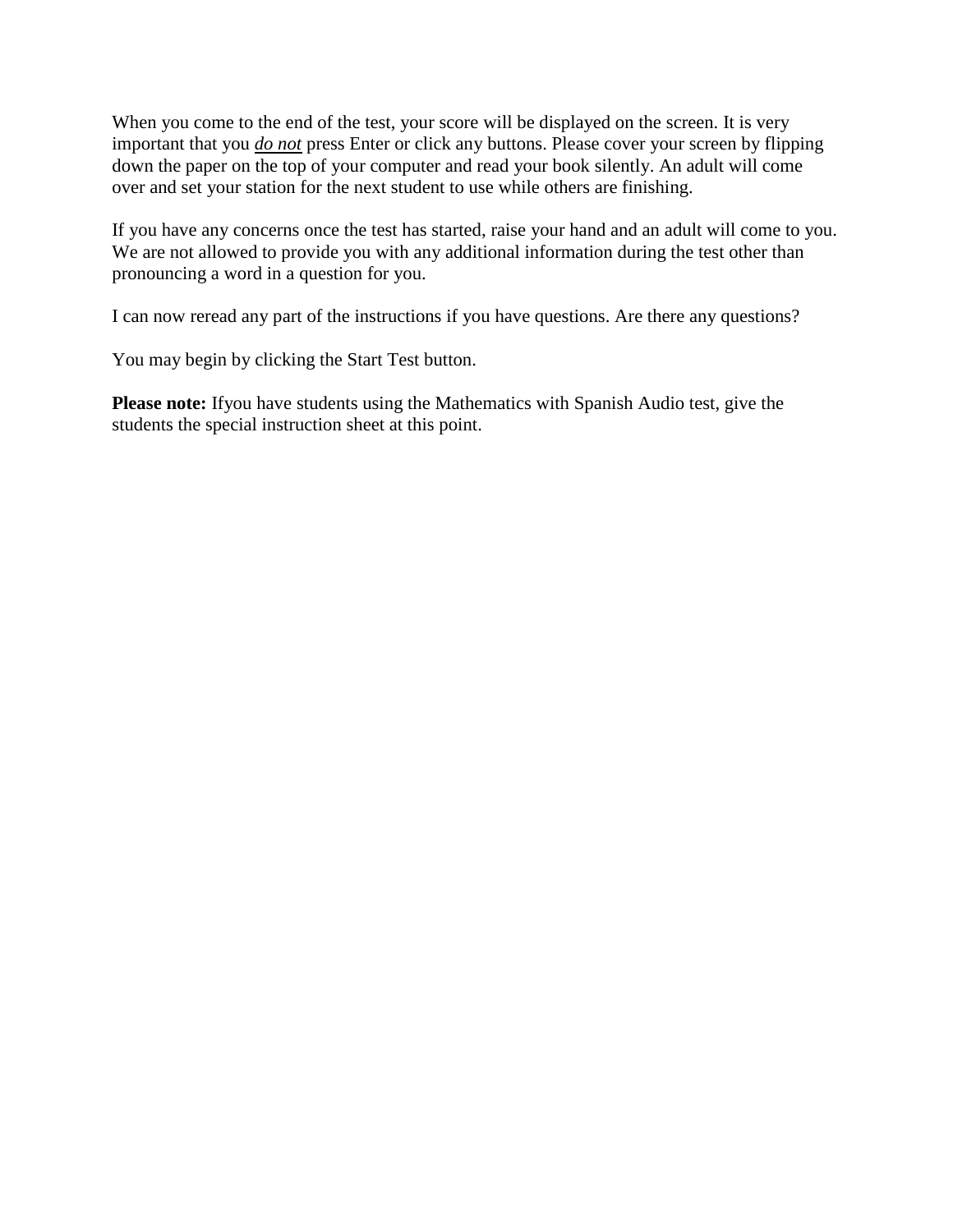When you come to the end of the test, your score will be displayed on the screen. It is very important that you ***do not*** press Enter or click any buttons. Please cover your screen by flipping down the paper on the top of your computer and read your book silently. An adult will come over and set your station for the next student to use while others are finishing.

If you have any concerns once the test has started, raise your hand and an adult will come to you. We are not allowed to provide you with any additional information during the test other than pronouncing a word in a question for you.

I can now reread any part of the instructions if you have questions. Are there any questions?

You may begin by clicking the Start Test button.

**Please note:** Ifyou have students using the Mathematics with Spanish Audio test, give the students the special instruction sheet at this point.